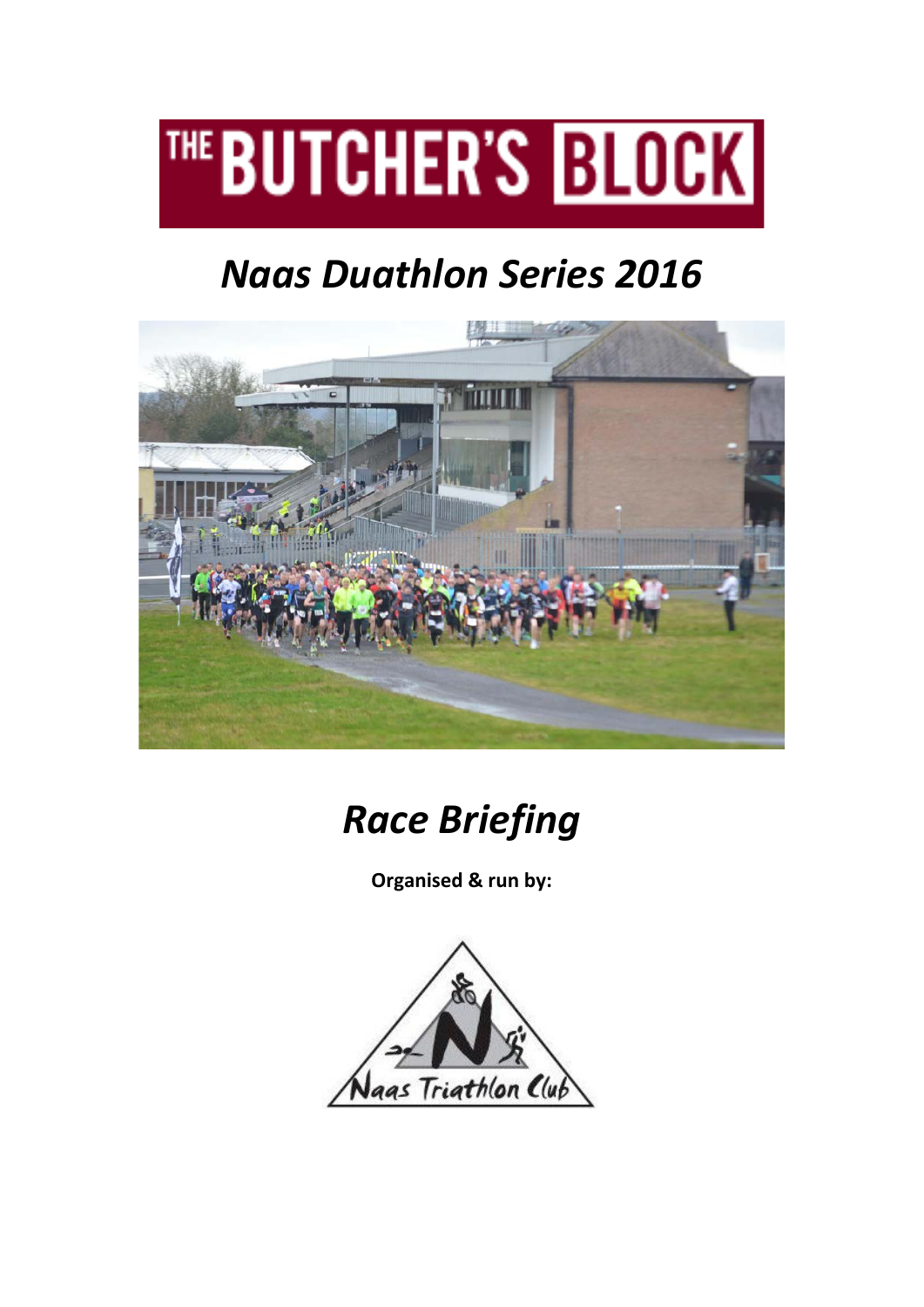THE BUTCHER'S BLOCK

# *Naas Duathlon Series 2016*

# *Race Briefing*

**Organised & run by:**

Naas Triathlon Club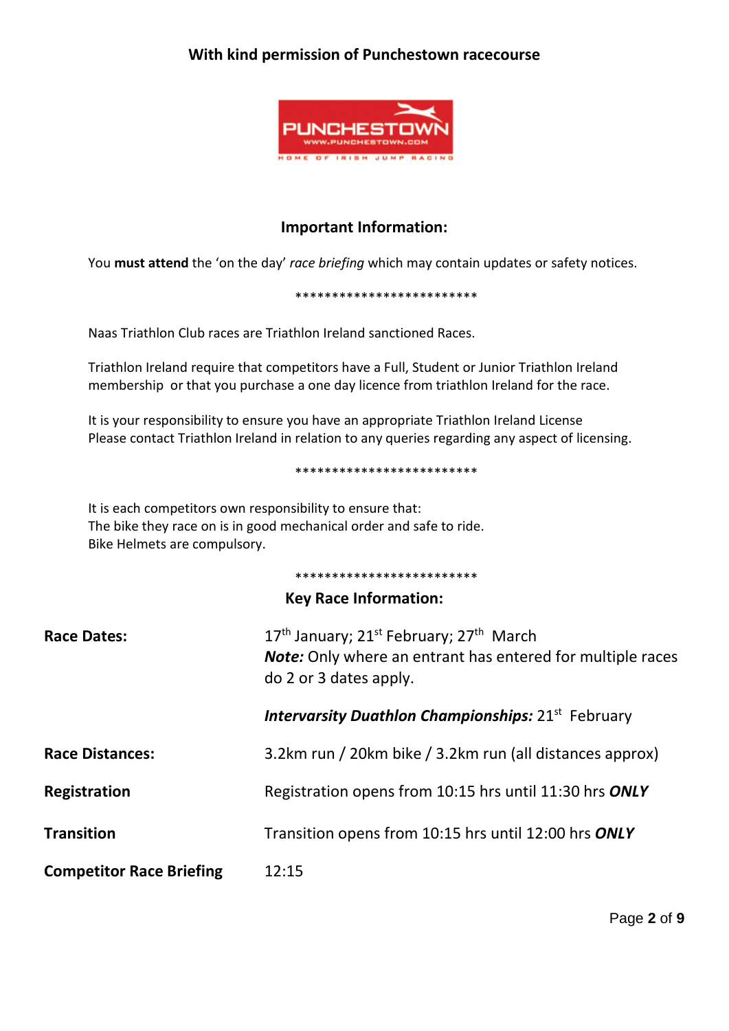**With kind permission of Punchestown racecourse**

## Important Information:

You **must attend** the 'on the day' *race briefing* which may contain updates or safety notices.

*************************

Naas Triathlon Club races are Triathlon Ireland sanctioned Races.

Triathlon Ireland require that competitors have a Full, Student or Junior Triathlon Ireland membership or that you purchase a one day licence from triathlon Ireland for the race.

It is your responsibility to ensure you have an appropriate Triathlon Ireland License
Please contact Triathlon Ireland in relation to any queries regarding any aspect of licensing.

*************************

It is each competitors own responsibility to ensure that:
The bike they race on is in good mechanical order and safe to ride.
Bike Helmets are compulsory.

*************************

## Key Race Information:

**Race Dates:** 17th January; 21st February; 27th March
***Note:*** Only where an entrant has entered for multiple races do 2 or 3 dates apply.

***Intervarsity Duathlon Championships:*** 21st February

**Race Distances:** 3.2km run / 20km bike / 3.2km run (all distances approx)

**Registration:** Registration opens from 10:15 hrs until 11:30 hrs ***ONLY***

**Transition:** Transition opens from 10:15 hrs until 12:00 hrs ***ONLY***

**Competitor Race Briefing:** 12:15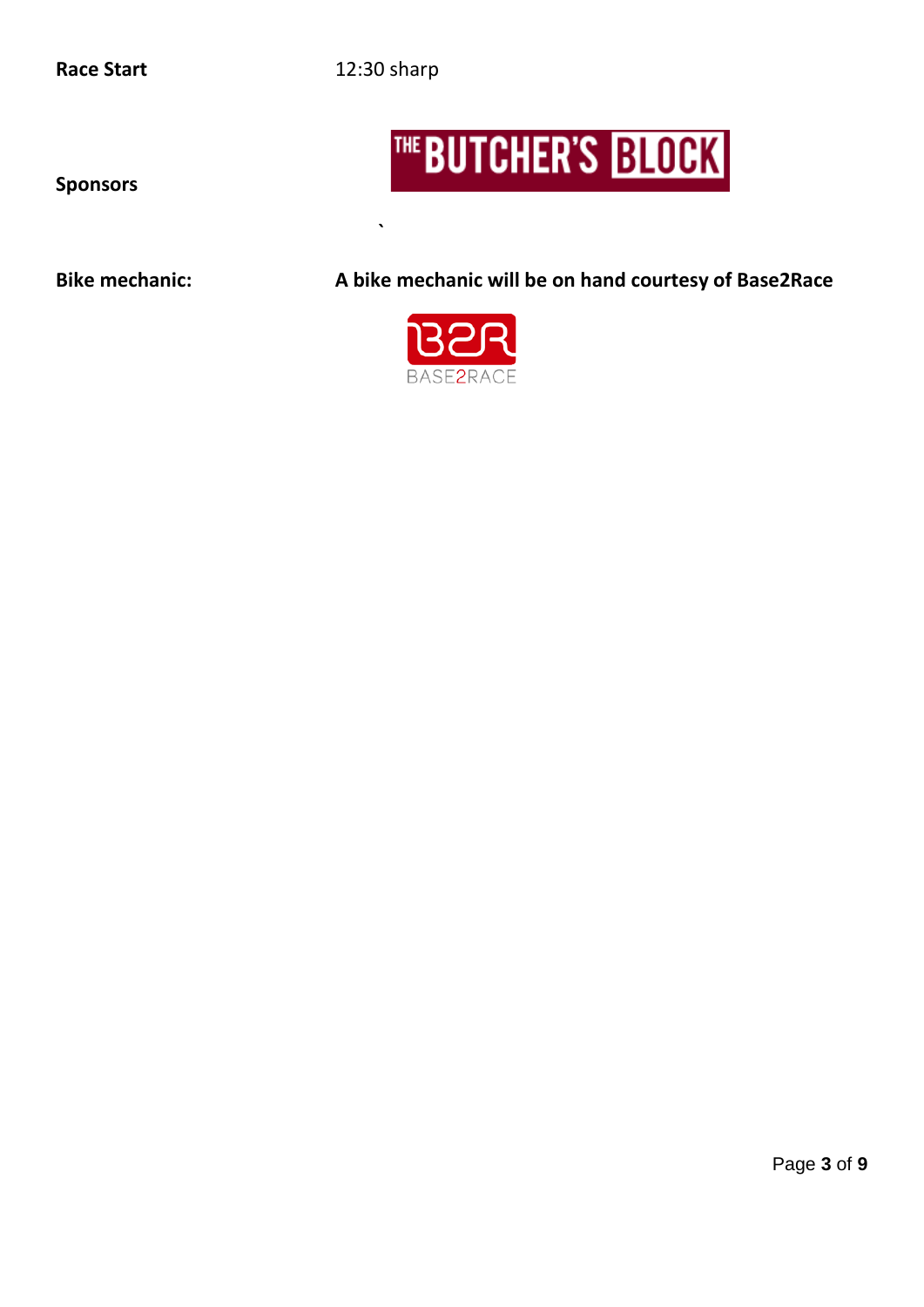**Race Start** 12:30 sharp

**Sponsors**

THE BUTCHER'S BLOCK

`

**Bike mechanic:** **A bike mechanic will be on hand courtesy of Base2Race**

B2R BASE2RACE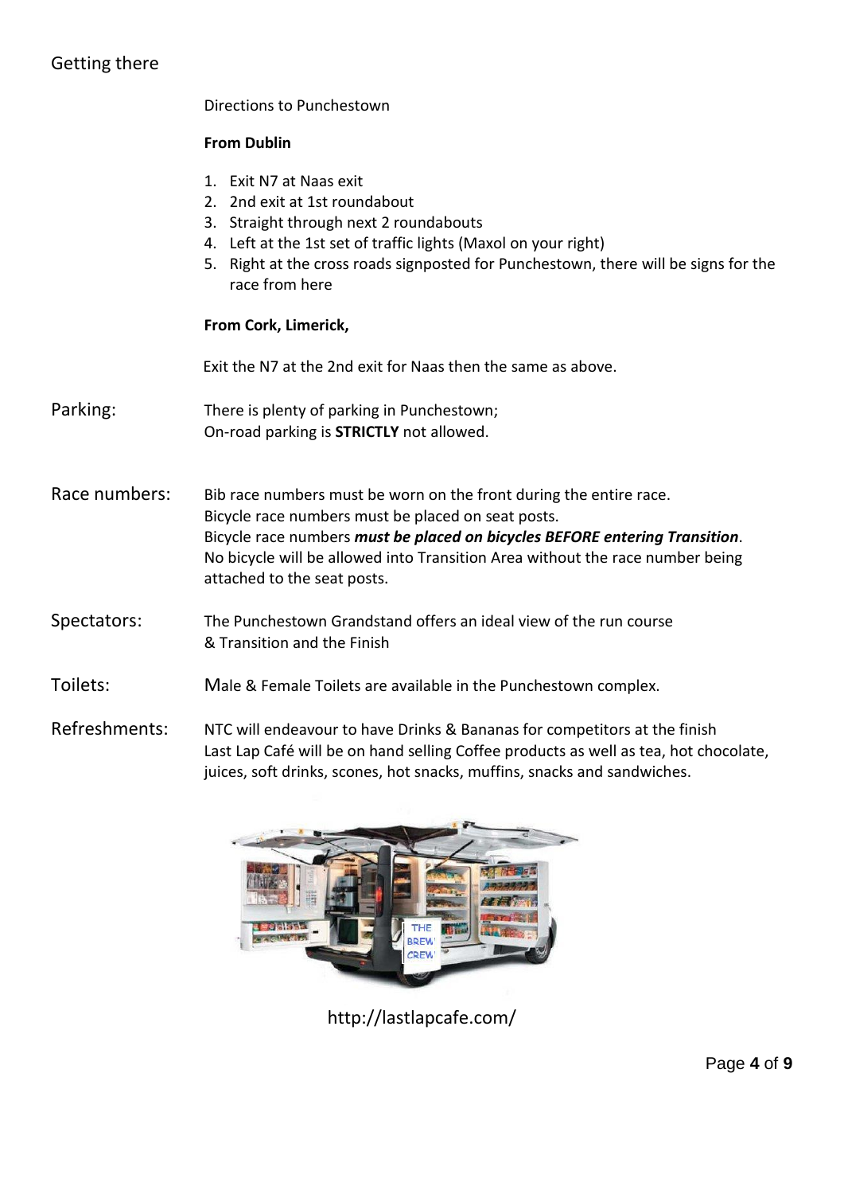## Getting there

Directions to Punchestown

**From Dublin**

1. Exit N7 at Naas exit
2. 2nd exit at 1st roundabout
3. Straight through next 2 roundabouts
4. Left at the 1st set of traffic lights (Maxol on your right)
5. Right at the cross roads signposted for Punchestown, there will be signs for the race from here

**From Cork, Limerick,**

Exit the N7 at the 2nd exit for Naas then the same as above.

**Parking:**

There is plenty of parking in Punchestown;
On-road parking is **STRICTLY** not allowed.

**Race numbers:**

Bib race numbers must be worn on the front during the entire race.
Bicycle race numbers must be placed on seat posts.
Bicycle race numbers ***must be placed on bicycles BEFORE entering Transition***.
No bicycle will be allowed into Transition Area without the race number being attached to the seat posts.

**Spectators:**

The Punchestown Grandstand offers an ideal view of the run course & Transition and the Finish

**Toilets:**

Male & Female Toilets are available in the Punchestown complex.

**Refreshments:**

NTC will endeavour to have Drinks & Bananas for competitors at the finish
Last Lap Café will be on hand selling Coffee products as well as tea, hot chocolate, juices, soft drinks, scones, hot snacks, muffins, snacks and sandwiches.

http://lastlapcafe.com/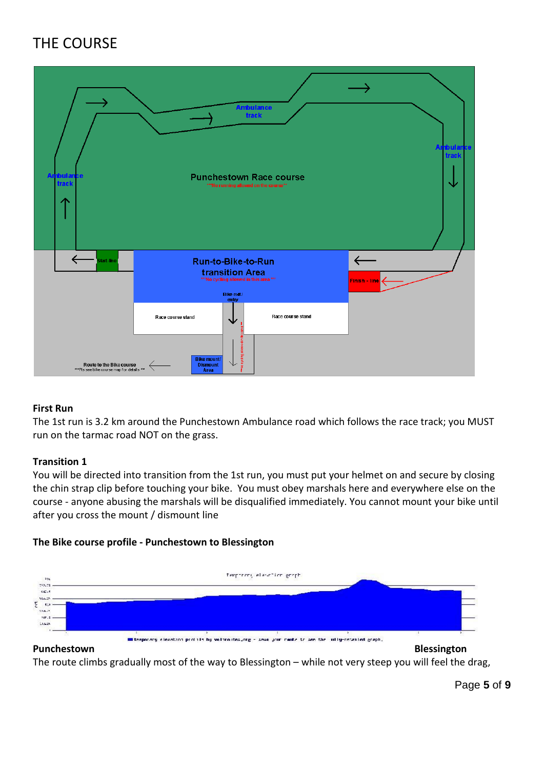# THE COURSE

**First Run**

The 1st run is 3.2 km around the Punchestown Ambulance road which follows the race track; you MUST run on the tarmac road NOT on the grass.

**Transition 1**

You will be directed into transition from the 1st run, you must put your helmet on and secure by closing the chin strap clip before touching your bike. You must obey marshals here and everywhere else on the course - anyone abusing the marshals will be disqualified immediately. You cannot mount your bike until after you cross the mount / dismount line

**The Bike course profile - Punchestown to Blessington**

**Punchestown** **Blessington**

The route climbs gradually most of the way to Blessington – while not very steep you will feel the drag,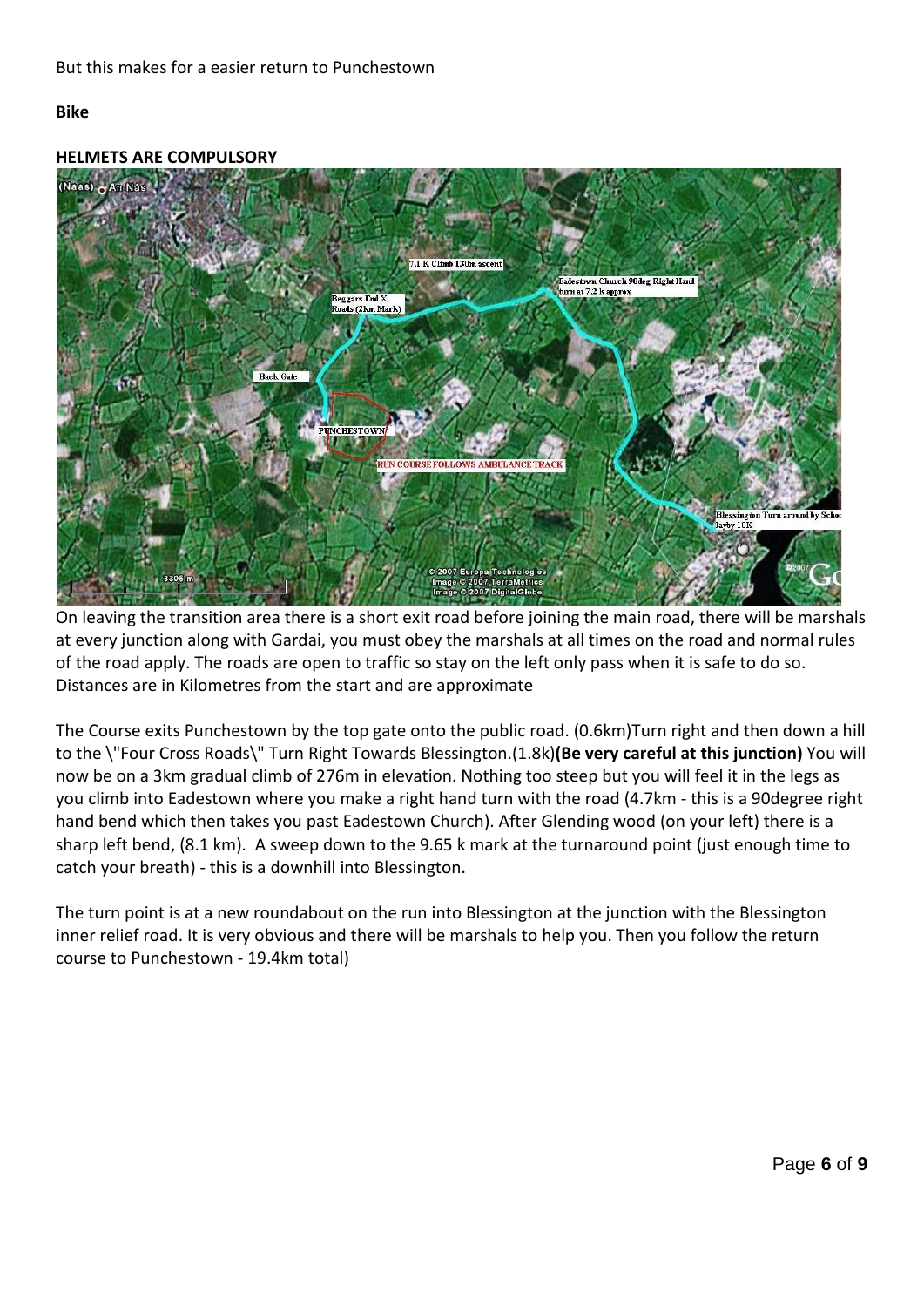But this makes for a easier return to Punchestown

**Bike**

**HELMETS ARE COMPULSORY**

On leaving the transition area there is a short exit road before joining the main road, there will be marshals at every junction along with Gardai, you must obey the marshals at all times on the road and normal rules of the road apply. The roads are open to traffic so stay on the left only pass when it is safe to do so. Distances are in Kilometres from the start and are approximate

The Course exits Punchestown by the top gate onto the public road. (0.6km)Turn right and then down a hill to the \"Four Cross Roads\" Turn Right Towards Blessington.(1.8k)**(Be very careful at this junction)** You will now be on a 3km gradual climb of 276m in elevation. Nothing too steep but you will feel it in the legs as you climb into Eadestown where you make a right hand turn with the road (4.7km - this is a 90degree right hand bend which then takes you past Eadestown Church). After Glending wood (on your left) there is a sharp left bend, (8.1 km). A sweep down to the 9.65 k mark at the turnaround point (just enough time to catch your breath) - this is a downhill into Blessington.

The turn point is at a new roundabout on the run into Blessington at the junction with the Blessington inner relief road. It is very obvious and there will be marshals to help you. Then you follow the return course to Punchestown - 19.4km total)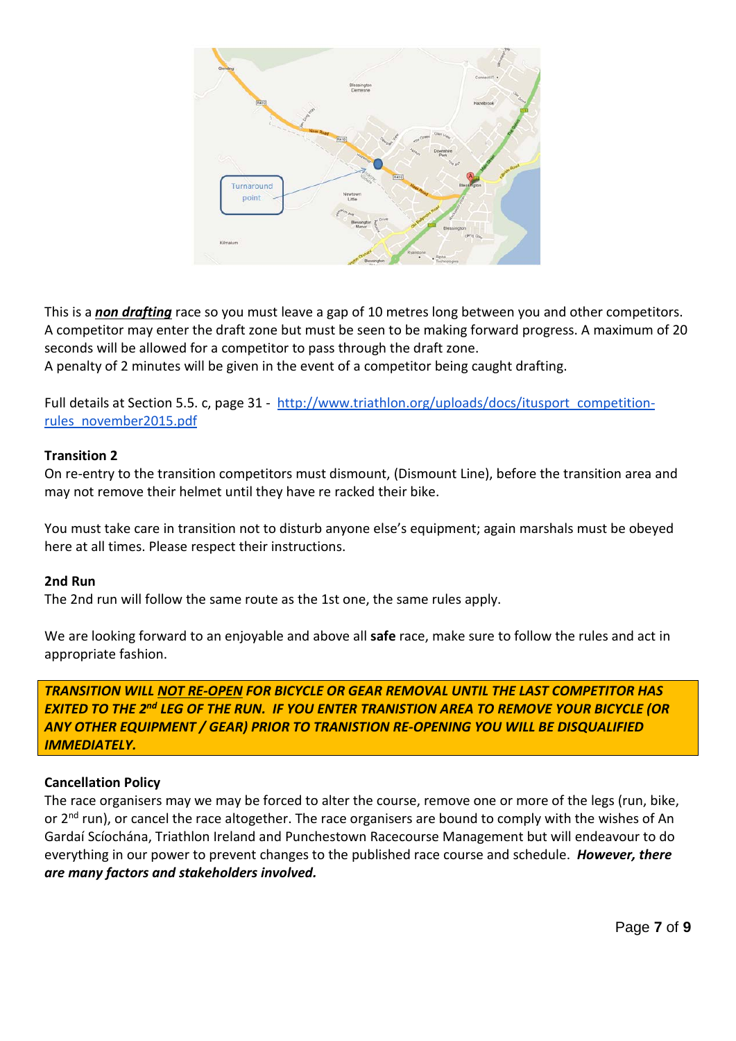This is a ***non drafting*** race so you must leave a gap of 10 metres long between you and other competitors. A competitor may enter the draft zone but must be seen to be making forward progress. A maximum of 20 seconds will be allowed for a competitor to pass through the draft zone.
A penalty of 2 minutes will be given in the event of a competitor being caught drafting.

Full details at Section 5.5. c, page 31 - [http://www.triathlon.org/uploads/docs/itusport_competition-rules_november2015.pdf](http://www.triathlon.org/uploads/docs/itusport_competition-rules_november2015.pdf)

**Transition 2**

On re-entry to the transition competitors must dismount, (Dismount Line), before the transition area and may not remove their helmet until they have re racked their bike.

You must take care in transition not to disturb anyone else's equipment; again marshals must be obeyed here at all times. Please respect their instructions.

**2nd Run**

The 2nd run will follow the same route as the 1st one, the same rules apply.

We are looking forward to an enjoyable and above all **safe** race, make sure to follow the rules and act in appropriate fashion.

***TRANSITION WILL NOT RE-OPEN FOR BICYCLE OR GEAR REMOVAL UNTIL THE LAST COMPETITOR HAS EXITED TO THE 2nd LEG OF THE RUN. IF YOU ENTER TRANISTION AREA TO REMOVE YOUR BICYCLE (OR ANY OTHER EQUIPMENT / GEAR) PRIOR TO TRANISTION RE-OPENING YOU WILL BE DISQUALIFIED IMMEDIATELY.***

**Cancellation Policy**

The race organisers may we may be forced to alter the course, remove one or more of the legs (run, bike, or 2nd run), or cancel the race altogether. The race organisers are bound to comply with the wishes of An Gardaí Scíochána, Triathlon Ireland and Punchestown Racecourse Management but will endeavour to do everything in our power to prevent changes to the published race course and schedule. ***However, there are many factors and stakeholders involved.***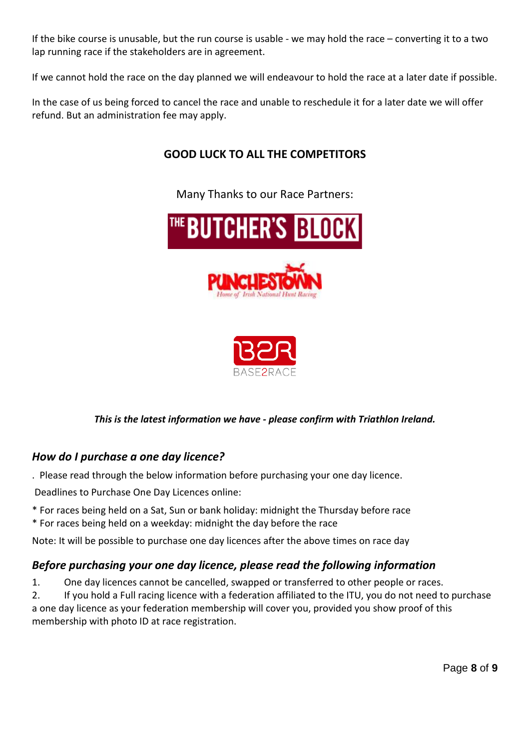If the bike course is unusable, but the run course is usable - we may hold the race – converting it to a two lap running race if the stakeholders are in agreement.

If we cannot hold the race on the day planned we will endeavour to hold the race at a later date if possible.

In the case of us being forced to cancel the race and unable to reschedule it for a later date we will offer refund. But an administration fee may apply.

**GOOD LUCK TO ALL THE COMPETITORS**

Many Thanks to our Race Partners:

THE BUTCHER'S BLOCK

PUNCHESTOWN
*Home of Irish National Hunt Racing*

B2R
BASE2RACE

***This is the latest information we have - please confirm with Triathlon Ireland.***

## *How do I purchase a one day licence?*

. Please read through the below information before purchasing your one day licence.

Deadlines to Purchase One Day Licences online:

* For races being held on a Sat, Sun or bank holiday: midnight the Thursday before race
* For races being held on a weekday: midnight the day before the race

Note: It will be possible to purchase one day licences after the above times on race day

## *Before purchasing your one day licence, please read the following information*

1. One day licences cannot be cancelled, swapped or transferred to other people or races.
2. If you hold a Full racing licence with a federation affiliated to the ITU, you do not need to purchase a one day licence as your federation membership will cover you, provided you show proof of this membership with photo ID at race registration.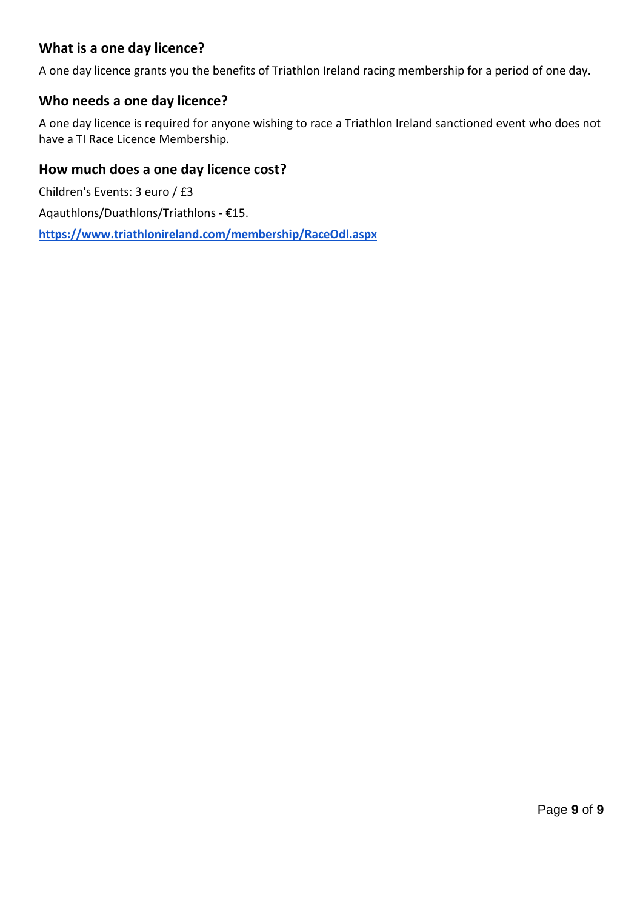### What is a one day licence?

A one day licence grants you the benefits of Triathlon Ireland racing membership for a period of one day.

### Who needs a one day licence?

A one day licence is required for anyone wishing to race a Triathlon Ireland sanctioned event who does not have a TI Race Licence Membership.

### How much does a one day licence cost?

Children's Events: 3 euro / £3

Aqauthlons/Duathlons/Triathlons - €15.

**https://www.triathlonireland.com/membership/RaceOdl.aspx**